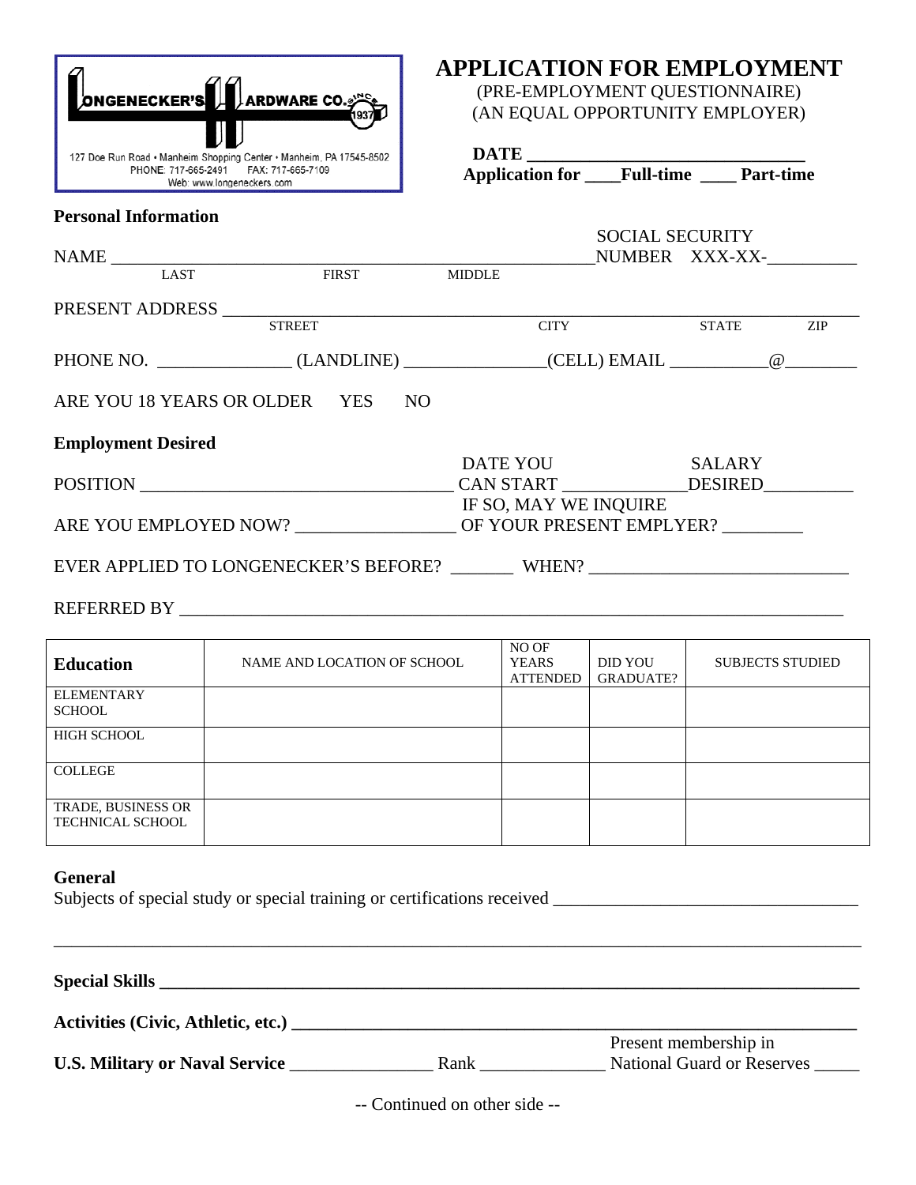LONGENECKER'S HARDWARE CO. SINCE 1937

127 Doe Run Road • Manheim Shopping Center • Manheim, PA 17545-8502
PHONE: 717-665-2491 FAX: 717-665-7109
Web: www.longeneckers.com

# APPLICATION FOR EMPLOYMENT

(PRE-EMPLOYMENT QUESTIONNAIRE)
(AN EQUAL OPPORTUNITY EMPLOYER)

**DATE** ______________________________

**Application for ____Full-time ____ Part-time**

## Personal Information

NAME ______________________________________________________ SOCIAL SECURITY NUMBER XXX-XX-__________
LAST FIRST MIDDLE

PRESENT ADDRESS ________________________________________________________________________
STREET CITY STATE ZIP

PHONE NO. _______________ (LANDLINE) ________________(CELL) EMAIL ___________@_________

ARE YOU 18 YEARS OR OLDER YES NO

## Employment Desired

POSITION ___________________________________ DATE YOU CAN START ______________ SALARY DESIRED__________

ARE YOU EMPLOYED NOW? __________________ IF SO, MAY WE INQUIRE OF YOUR PRESENT EMPLYER? _________

EVER APPLIED TO LONGENECKER'S BEFORE? _______ WHEN? ____________________________

REFERRED BY ___________________________________________________________________________

| **Education** | NAME AND LOCATION OF SCHOOL | NO OF YEARS ATTENDED | DID YOU GRADUATE? | SUBJECTS STUDIED |
|---|---|---|---|---|
| ELEMENTARY SCHOOL | | | | |
| HIGH SCHOOL | | | | |
| COLLEGE | | | | |
| TRADE, BUSINESS OR TECHNICAL SCHOOL | | | | |

## General

Subjects of special study or special training or certifications received __________________________________

_____________________________________________________________________________________________

**Special Skills** ___________________________________________________________________________

**Activities (Civic, Athletic, etc.)** _____________________________________________________________

**U.S. Military or Naval Service** ________________ Rank ______________ Present membership in National Guard or Reserves _____

-- Continued on other side --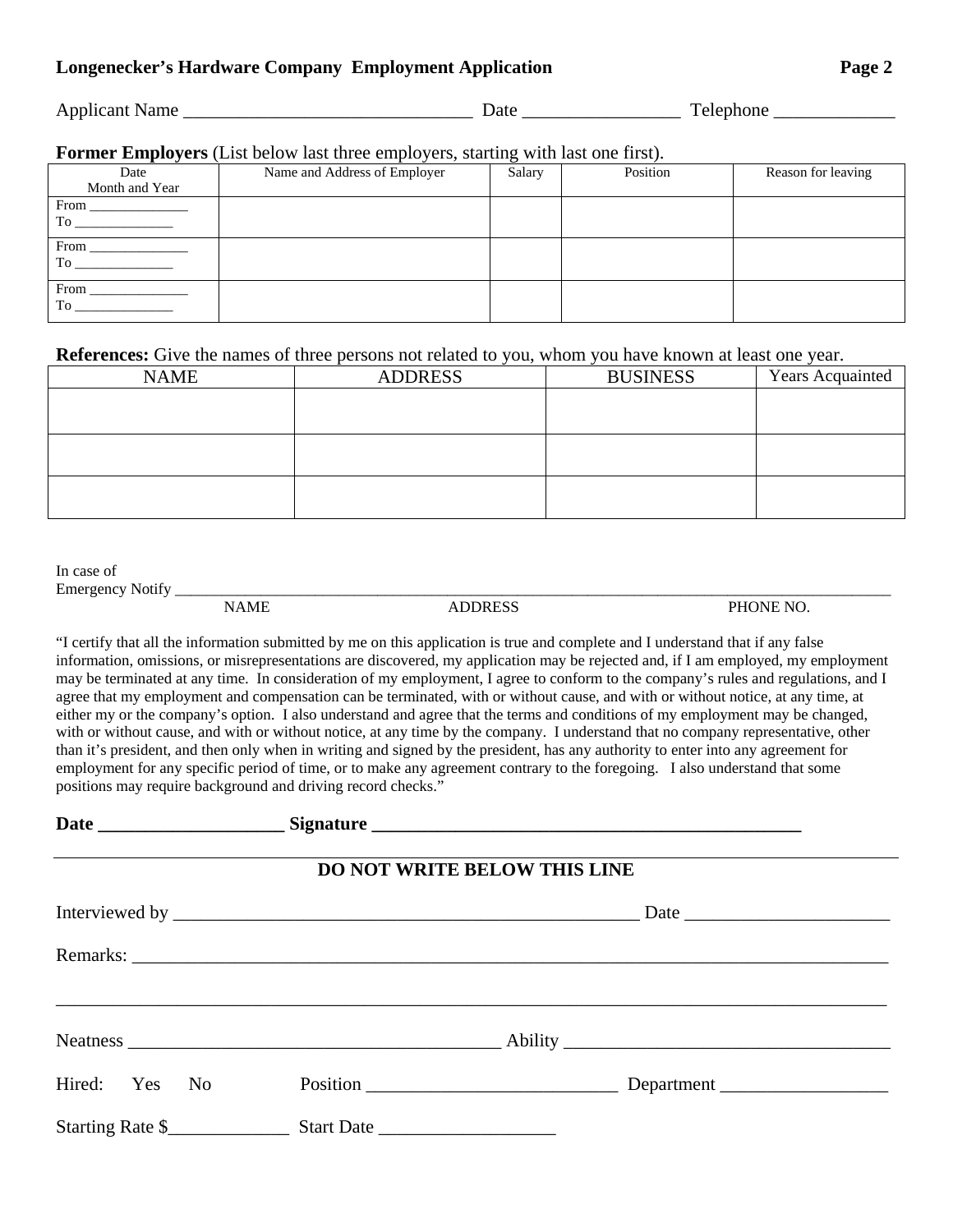**Longenecker's Hardware Company Employment Application** **Page 2**

Applicant Name ________________________________ Date _________________ Telephone _____________

**Former Employers** (List below last three employers, starting with last one first).

| Date Month and Year | Name and Address of Employer | Salary | Position | Reason for leaving |
|---|---|---|---|---|
| From ______________ To ______________ | | | | |
| From ______________ To ______________ | | | | |
| From ______________ To ______________ | | | | |

**References:** Give the names of three persons not related to you, whom you have known at least one year.

| NAME | ADDRESS | BUSINESS | Years Acquainted |
|---|---|---|---|
| | | | |
| | | | |
| | | | |

In case of
Emergency Notify ______________________________________________________________________________________
NAME ADDRESS PHONE NO.

"I certify that all the information submitted by me on this application is true and complete and I understand that if any false information, omissions, or misrepresentations are discovered, my application may be rejected and, if I am employed, my employment may be terminated at any time. In consideration of my employment, I agree to conform to the company's rules and regulations, and I agree that my employment and compensation can be terminated, with or without cause, and with or without notice, at any time, at either my or the company's option. I also understand and agree that the terms and conditions of my employment may be changed, with or without cause, and with or without notice, at any time by the company. I understand that no company representative, other than it's president, and then only when in writing and signed by the president, has any authority to enter into any agreement for employment for any specific period of time, or to make any agreement contrary to the foregoing. I also understand that some positions may require background and driving record checks."

**Date ____________________ Signature ________________________________________________**

**DO NOT WRITE BELOW THIS LINE**

Interviewed by ____________________________________________________ Date ______________________

Remarks: _________________________________________________________________________________

__________________________________________________________________________________________

Neatness ________________________________________ Ability ___________________________________

Hired: Yes No Position ___________________________ Department __________________

Starting Rate $_____________ Start Date ___________________